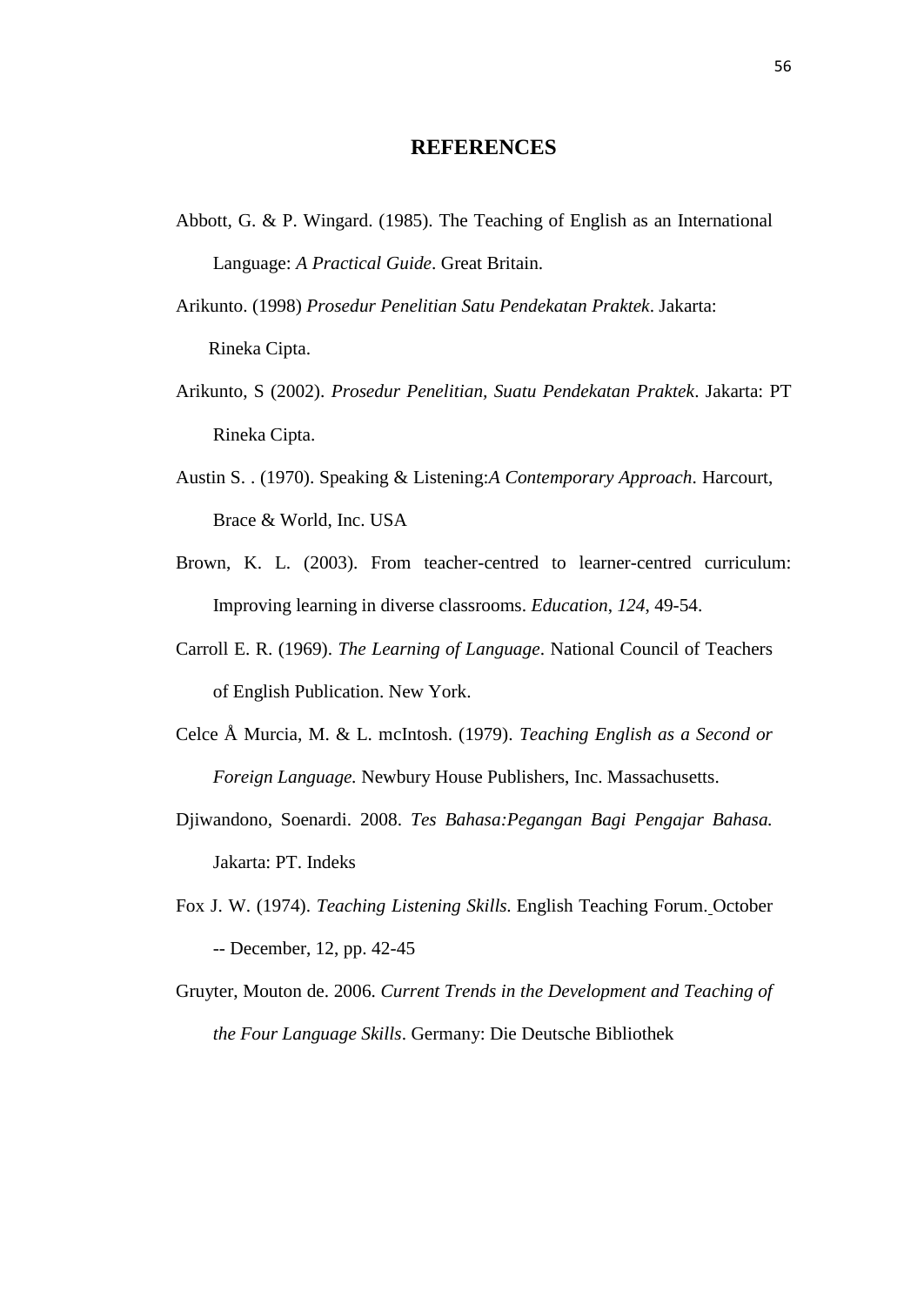# REFERENCES

Abbott, G. & P. Wingard. (1985). The Teaching of English as an International Language: *A Practical Guide*. Great Britain.

Arikunto. (1998) *Prosedur Penelitian Satu Pendekatan Praktek*. Jakarta: Rineka Cipta.

Arikunto, S (2002). *Prosedur Penelitian, Suatu Pendekatan Praktek*. Jakarta: PT Rineka Cipta.

Austin S. . (1970). Speaking & Listening:*A Contemporary Approach*. Harcourt, Brace & World, Inc. USA

Brown, K. L. (2003). From teacher-centred to learner-centred curriculum: Improving learning in diverse classrooms. *Education*, *124*, 49-54.

Carroll E. R. (1969). *The Learning of Language*. National Council of Teachers of English Publication. New York.

Celce Å Murcia, M. & L. mcIntosh. (1979). *Teaching English as a Second or Foreign Language.* Newbury House Publishers, Inc. Massachusetts.

Djiwandono, Soenardi. 2008. *Tes Bahasa:Pegangan Bagi Pengajar Bahasa.* Jakarta: PT. Indeks

Fox J. W. (1974). *Teaching Listening Skills.* English Teaching Forum. October -- December, 12, pp. 42-45

Gruyter, Mouton de. 2006. *Current Trends in the Development and Teaching of the Four Language Skills*. Germany: Die Deutsche Bibliothek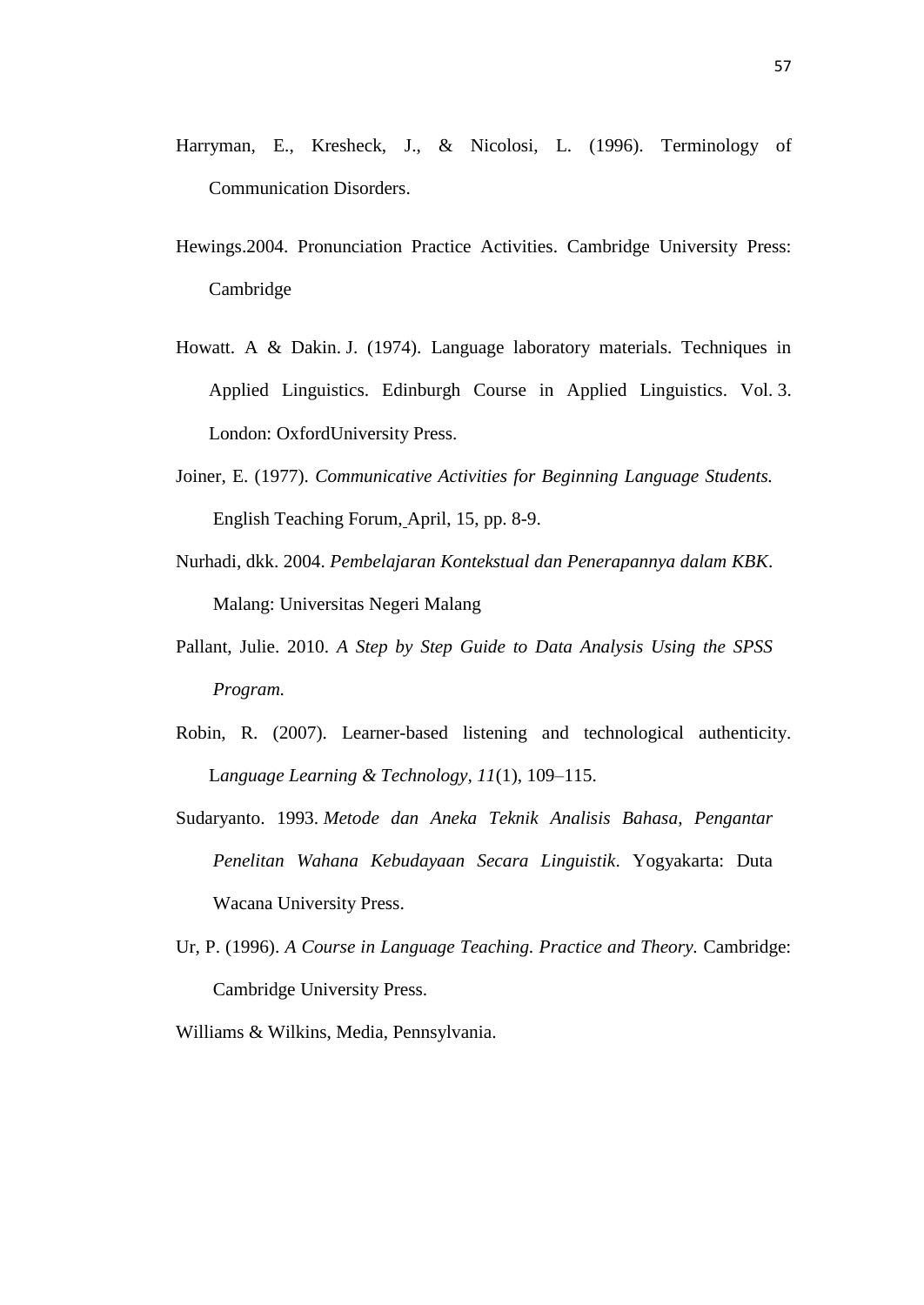Harryman, E., Kresheck, J., & Nicolosi, L. (1996). Terminology of Communication Disorders.

Hewings.2004. Pronunciation Practice Activities. Cambridge University Press: Cambridge

Howatt. A & Dakin. J. (1974). Language laboratory materials. Techniques in Applied Linguistics. Edinburgh Course in Applied Linguistics. Vol. 3. London: OxfordUniversity Press.

Joiner, E. (1977). *Communicative Activities for Beginning Language Students.* English Teaching Forum, April, 15, pp. 8-9.

Nurhadi, dkk. 2004. *Pembelajaran Kontekstual dan Penerapannya dalam KBK*. Malang: Universitas Negeri Malang

Pallant, Julie. 2010. *A Step by Step Guide to Data Analysis Using the SPSS Program.*

Robin, R. (2007). Learner-based listening and technological authenticity. L*anguage Learning & Technology, 11*(1), 109–115.

Sudaryanto. 1993. *Metode dan Aneka Teknik Analisis Bahasa, Pengantar Penelitan Wahana Kebudayaan Secara Linguistik*. Yogyakarta: Duta Wacana University Press.

Ur, P. (1996). *A Course in Language Teaching. Practice and Theory.* Cambridge: Cambridge University Press.

Williams & Wilkins, Media, Pennsylvania.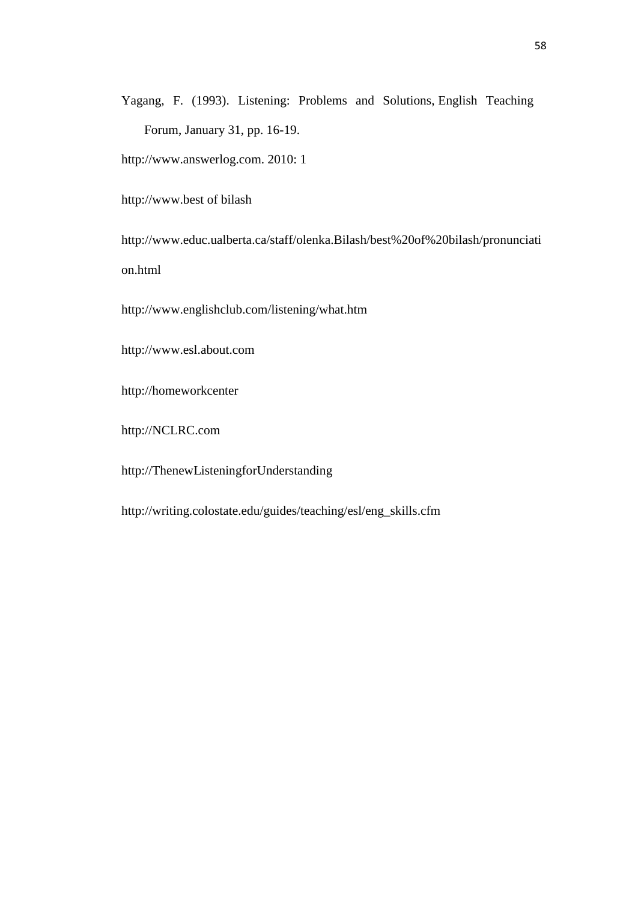Yagang, F. (1993). Listening: Problems and Solutions, English Teaching Forum, January 31, pp. 16-19.

http://www.answerlog.com. 2010: 1

http://www.best of bilash

http://www.educ.ualberta.ca/staff/olenka.Bilash/best%20of%20bilash/pronunciation.html

http://www.englishclub.com/listening/what.htm

http://www.esl.about.com

http://homeworkcenter

http://NCLRC.com

http://ThenewListeningforUnderstanding

http://writing.colostate.edu/guides/teaching/esl/eng_skills.cfm